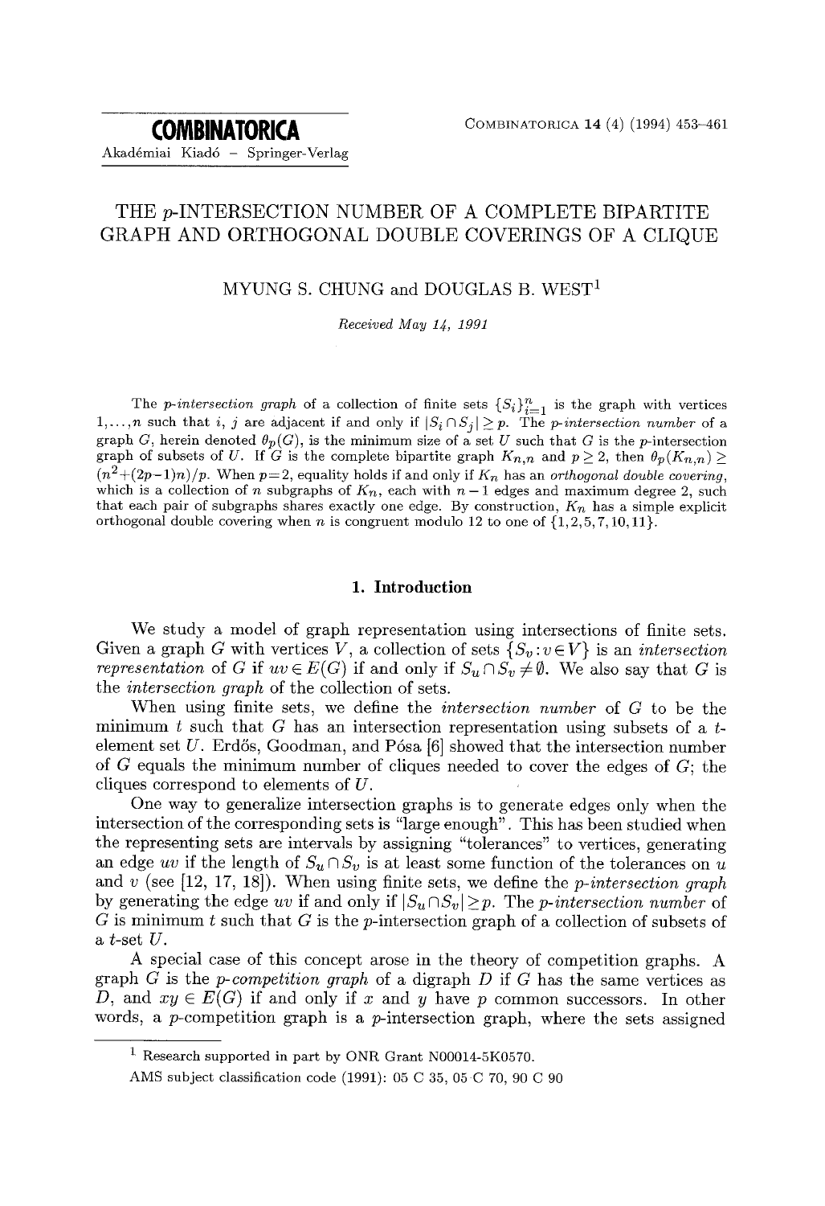# THE $p$-INTERSECTION NUMBER OF A COMPLETE BIPARTITE GRAPH AND ORTHOGONAL DOUBLE COVERINGS OF A CLIQUE

MYUNG S. CHUNG and DOUGLAS B. WEST[1]

*Received May 14, 1991*

The *p-intersection graph* of a collection of finite sets $\{S_i\}_{i=1}^n$ is the graph with vertices $1,\ldots,n$ such that $i$, $j$ are adjacent if and only if $|S_i \cap S_j| \geq p$. The *p-intersection number* of a graph $G$, herein denoted $\theta_p(G)$, is the minimum size of a set $U$ such that $G$ is the $p$-intersection graph of subsets of $U$. If $G$ is the complete bipartite graph $K_{n,n}$ and $p \geq 2$, then $\theta_p(K_{n,n}) \geq (n^2+(2p-1)n)/p$. When $p=2$, equality holds if and only if $K_n$ has an *orthogonal double covering*, which is a collection of $n$ subgraphs of $K_n$, each with $n-1$ edges and maximum degree 2, such that each pair of subgraphs shares exactly one edge. By construction, $K_n$ has a simple explicit orthogonal double covering when $n$ is congruent modulo 12 to one of $\{1,2,5,7,10,11\}$.

## 1. Introduction

We study a model of graph representation using intersections of finite sets. Given a graph $G$ with vertices $V$, a collection of sets $\{S_v : v \in V\}$ is an *intersection representation* of $G$ if $uv \in E(G)$ if and only if $S_u \cap S_v \neq \emptyset$. We also say that $G$ is the *intersection graph* of the collection of sets.

When using finite sets, we define the *intersection number* of $G$ to be the minimum $t$ such that $G$ has an intersection representation using subsets of a $t$-element set $U$. Erdős, Goodman, and Pósa [6] showed that the intersection number of $G$ equals the minimum number of cliques needed to cover the edges of $G$; the cliques correspond to elements of $U$.

One way to generalize intersection graphs is to generate edges only when the intersection of the corresponding sets is "large enough". This has been studied when the representing sets are intervals by assigning "tolerances" to vertices, generating an edge $uv$ if the length of $S_u \cap S_v$ is at least some function of the tolerances on $u$ and $v$ (see [12, 17, 18]). When using finite sets, we define the *p-intersection graph* by generating the edge $uv$ if and only if $|S_u \cap S_v| \geq p$. The *p-intersection number* of $G$ is minimum $t$ such that $G$ is the $p$-intersection graph of a collection of subsets of a $t$-set $U$.

A special case of this concept arose in the theory of competition graphs. A graph $G$ is the *p-competition graph* of a digraph $D$ if $G$ has the same vertices as $D$, and $xy \in E(G)$ if and only if $x$ and $y$ have $p$ common successors. In other words, a $p$-competition graph is a $p$-intersection graph, where the sets assigned

---

[1] Research supported in part by ONR Grant N00014-5K0570.

AMS subject classification code (1991): 05 C 35, 05 C 70, 90 C 90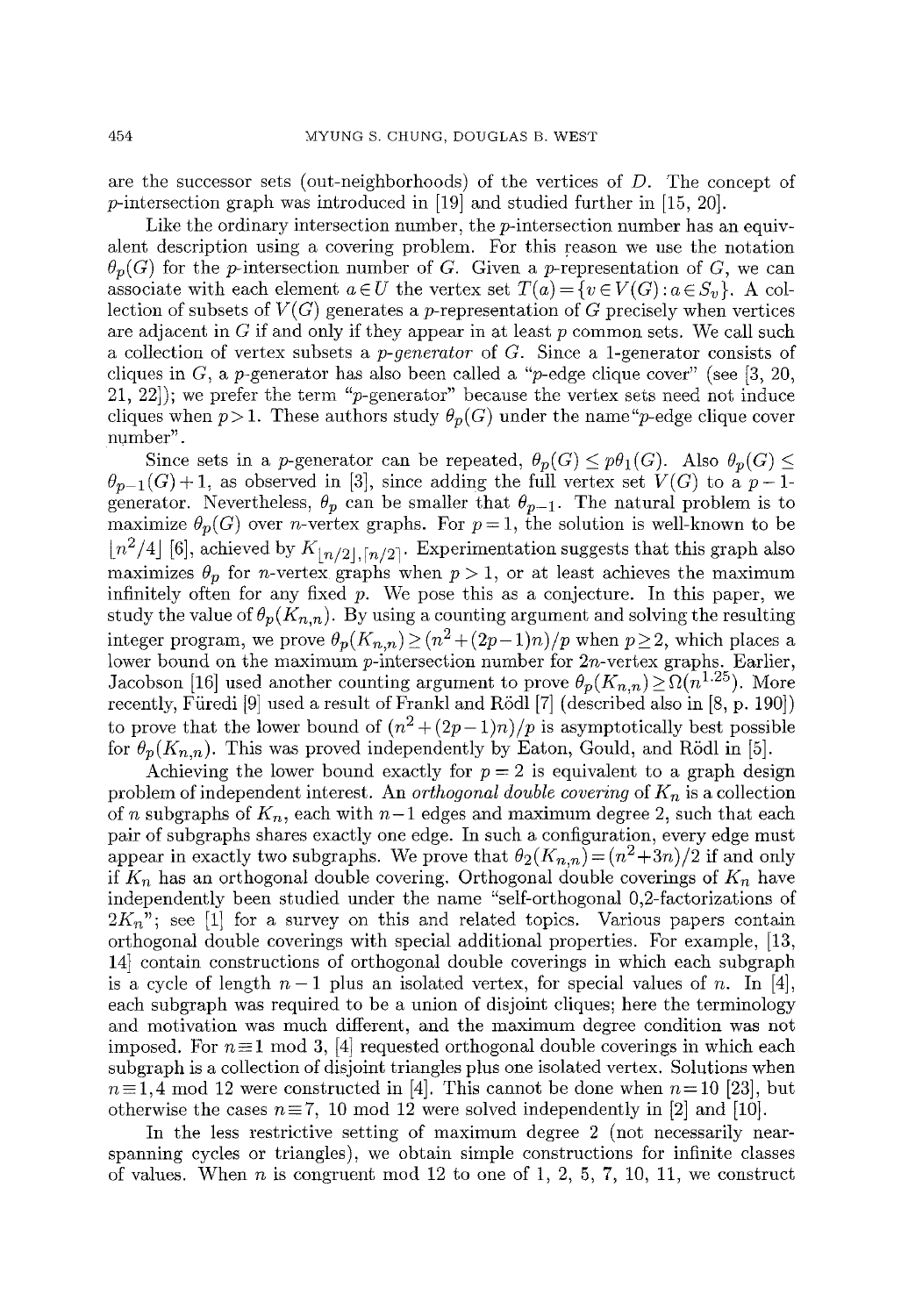are the successor sets (out-neighborhoods) of the vertices of $D$. The concept of $p$-intersection graph was introduced in [19] and studied further in [15, 20].

Like the ordinary intersection number, the $p$-intersection number has an equivalent description using a covering problem. For this reason we use the notation $\theta_p(G)$ for the $p$-intersection number of $G$. Given a $p$-representation of $G$, we can associate with each element $a \in U$ the vertex set $T(a) = \{v \in V(G) : a \in S_v\}$. A collection of subsets of $V(G)$ generates a $p$-representation of $G$ precisely when vertices are adjacent in $G$ if and only if they appear in at least $p$ common sets. We call such a collection of vertex subsets a *$p$-generator* of $G$. Since a 1-generator consists of cliques in $G$, a $p$-generator has also been called a "$p$-edge clique cover" (see [3, 20, 21, 22]); we prefer the term "$p$-generator" because the vertex sets need not induce cliques when $p > 1$. These authors study $\theta_p(G)$ under the name "$p$-edge clique cover number".

Since sets in a $p$-generator can be repeated, $\theta_p(G) \le p\theta_1(G)$. Also $\theta_p(G) \le \theta_{p-1}(G) + 1$, as observed in [3], since adding the full vertex set $V(G)$ to a $p-1$-generator. Nevertheless, $\theta_p$ can be smaller that $\theta_{p-1}$. The natural problem is to maximize $\theta_p(G)$ over $n$-vertex graphs. For $p = 1$, the solution is well-known to be $\lfloor n^2/4 \rfloor$ [6], achieved by $K_{\lfloor n/2 \rfloor, \lceil n/2 \rceil}$. Experimentation suggests that this graph also maximizes $\theta_p$ for $n$-vertex graphs when $p > 1$, or at least achieves the maximum infinitely often for any fixed $p$. We pose this as a conjecture. In this paper, we study the value of $\theta_p(K_{n,n})$. By using a counting argument and solving the resulting integer program, we prove $\theta_p(K_{n,n}) \ge (n^2 + (2p-1)n)/p$ when $p \ge 2$, which places a lower bound on the maximum $p$-intersection number for $2n$-vertex graphs. Earlier, Jacobson [16] used another counting argument to prove $\theta_p(K_{n,n}) \ge \Omega(n^{1.25})$. More recently, Füredi [9] used a result of Frankl and Rödl [7] (described also in [8, p. 190]) to prove that the lower bound of $(n^2 + (2p-1)n)/p$ is asymptotically best possible for $\theta_p(K_{n,n})$. This was proved independently by Eaton, Gould, and Rödl in [5].

Achieving the lower bound exactly for $p = 2$ is equivalent to a graph design problem of independent interest. An *orthogonal double covering* of $K_n$ is a collection of $n$ subgraphs of $K_n$, each with $n-1$ edges and maximum degree 2, such that each pair of subgraphs shares exactly one edge. In such a configuration, every edge must appear in exactly two subgraphs. We prove that $\theta_2(K_{n,n}) = (n^2 + 3n)/2$ if and only if $K_n$ has an orthogonal double covering. Orthogonal double coverings of $K_n$ have independently been studied under the name "self-orthogonal 0,2-factorizations of $2K_n$"; see [1] for a survey on this and related topics. Various papers contain orthogonal double coverings with special additional properties. For example, [13, 14] contain constructions of orthogonal double coverings in which each subgraph is a cycle of length $n-1$ plus an isolated vertex, for special values of $n$. In [4], each subgraph was required to be a union of disjoint cliques; here the terminology and motivation was much different, and the maximum degree condition was not imposed. For $n \equiv 1 \bmod 3$, [4] requested orthogonal double coverings in which each subgraph is a collection of disjoint triangles plus one isolated vertex. Solutions when $n \equiv 1, 4 \bmod 12$ were constructed in [4]. This cannot be done when $n = 10$ [23], but otherwise the cases $n \equiv 7$, $10 \bmod 12$ were solved independently in [2] and [10].

In the less restrictive setting of maximum degree 2 (not necessarily near-spanning cycles or triangles), we obtain simple constructions for infinite classes of values. When $n$ is congruent mod 12 to one of 1, 2, 5, 7, 10, 11, we construct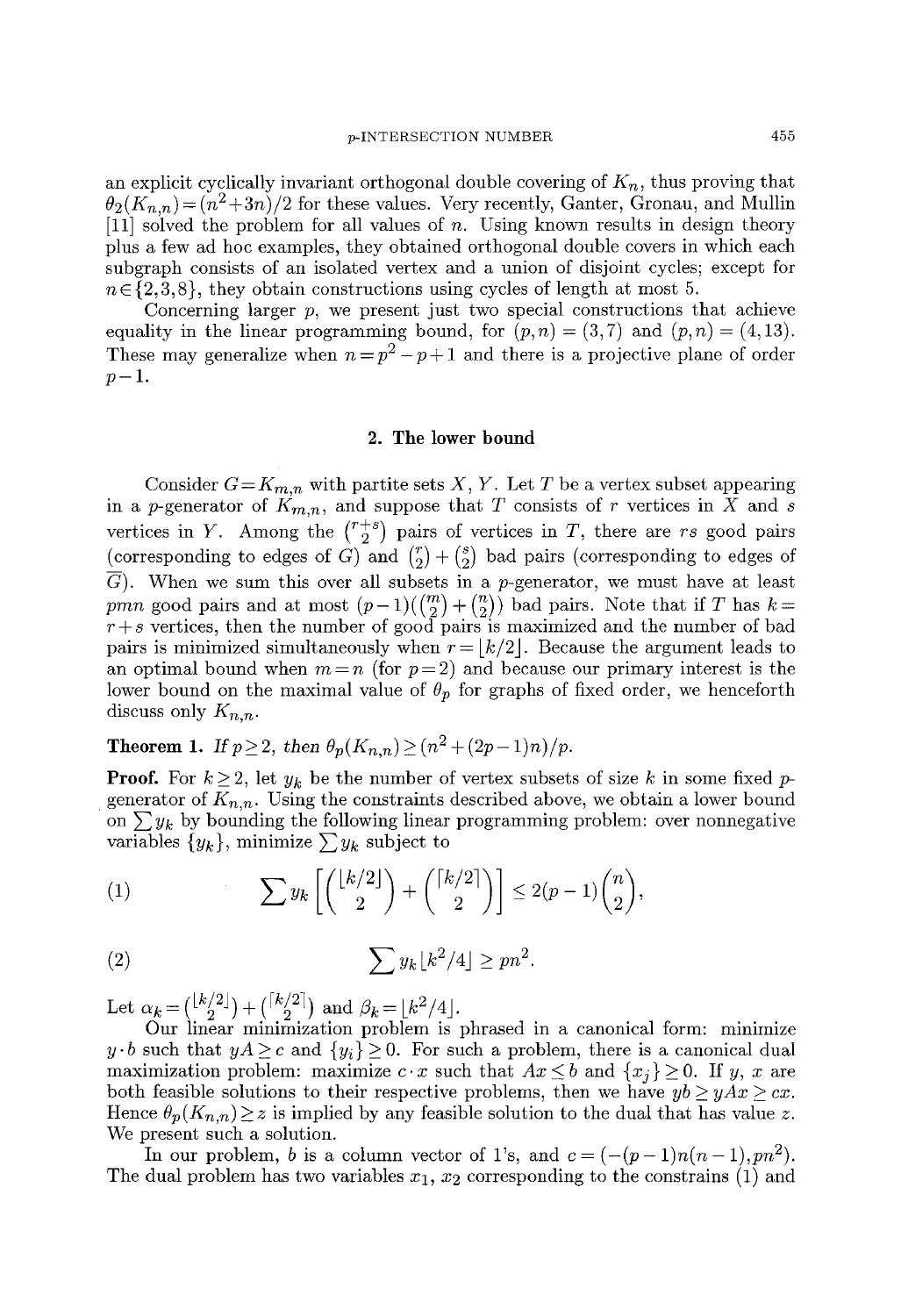an explicit cyclically invariant orthogonal double covering of $K_n$, thus proving that $\theta_2(K_{n,n}) = (n^2+3n)/2$ for these values. Very recently, Ganter, Gronau, and Mullin [11] solved the problem for all values of $n$. Using known results in design theory plus a few ad hoc examples, they obtained orthogonal double covers in which each subgraph consists of an isolated vertex and a union of disjoint cycles; except for $n \in \{2,3,8\}$, they obtain constructions using cycles of length at most 5.

Concerning larger $p$, we present just two special constructions that achieve equality in the linear programming bound, for $(p,n) = (3,7)$ and $(p,n) = (4,13)$. These may generalize when $n = p^2 - p + 1$ and there is a projective plane of order $p-1$.

## 2. The lower bound

Consider $G = K_{m,n}$ with partite sets $X$, $Y$. Let $T$ be a vertex subset appearing in a $p$-generator of $K_{m,n}$, and suppose that $T$ consists of $r$ vertices in $X$ and $s$ vertices in $Y$. Among the $\binom{r+s}{2}$ pairs of vertices in $T$, there are $rs$ good pairs (corresponding to edges of $G$) and $\binom{r}{2} + \binom{s}{2}$ bad pairs (corresponding to edges of $\overline{G}$). When we sum this over all subsets in a $p$-generator, we must have at least $pmn$ good pairs and at most $(p-1)(\binom{m}{2} + \binom{n}{2})$ bad pairs. Note that if $T$ has $k = r+s$ vertices, then the number of good pairs is maximized and the number of bad pairs is minimized simultaneously when $r = \lfloor k/2 \rfloor$. Because the argument leads to an optimal bound when $m = n$ (for $p=2$) and because our primary interest is the lower bound on the maximal value of $\theta_p$ for graphs of fixed order, we henceforth discuss only $K_{n,n}$.

**Theorem 1.** *If $p \geq 2$, then $\theta_p(K_{n,n}) \geq (n^2 + (2p-1)n)/p$.*

**Proof.** For $k \geq 2$, let $y_k$ be the number of vertex subsets of size $k$ in some fixed $p$-generator of $K_{n,n}$. Using the constraints described above, we obtain a lower bound on $\sum y_k$ by bounding the following linear programming problem: over nonnegative variables $\{y_k\}$, minimize $\sum y_k$ subject to

$$\sum y_k \left[\binom{\lfloor k/2 \rfloor}{2} + \binom{\lceil k/2 \rceil}{2}\right] \leq 2(p-1)\binom{n}{2}, \tag{1}$$

$$\sum y_k \lfloor k^2/4 \rfloor \geq pn^2. \tag{2}$$

Let $\alpha_k = \binom{\lfloor k/2 \rfloor}{2} + \binom{\lceil k/2 \rceil}{2}$ and $\beta_k = \lfloor k^2/4 \rfloor$.

Our linear minimization problem is phrased in a canonical form: minimize $y \cdot b$ such that $yA \geq c$ and $\{y_i\} \geq 0$. For such a problem, there is a canonical dual maximization problem: maximize $c \cdot x$ such that $Ax \leq b$ and $\{x_j\} \geq 0$. If $y$, $x$ are both feasible solutions to their respective problems, then we have $yb \geq yAx \geq cx$. Hence $\theta_p(K_{n,n}) \geq z$ is implied by any feasible solution to the dual that has value $z$. We present such a solution.

In our problem, $b$ is a column vector of 1's, and $c = (-(p-1)n(n-1), pn^2)$. The dual problem has two variables $x_1$, $x_2$ corresponding to the constrains (1) and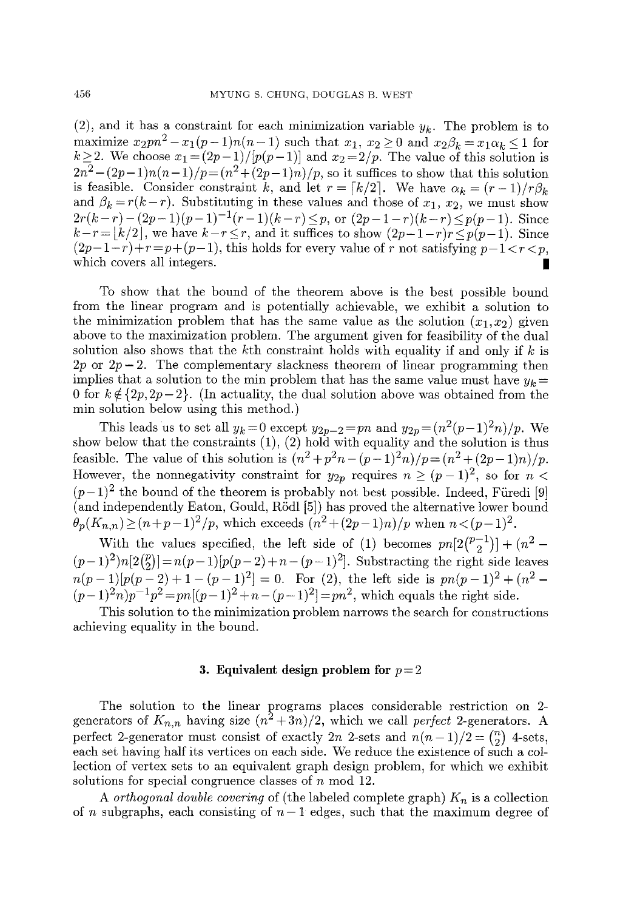(2), and it has a constraint for each minimization variable $y_k$. The problem is to maximize $x_2 pn^2 - x_1(p-1)n(n-1)$ such that $x_1, x_2 \geq 0$ and $x_2\beta_k = x_1\alpha_k \leq 1$ for $k \geq 2$. We choose $x_1 = (2p-1)/[p(p-1)]$ and $x_2 = 2/p$. The value of this solution is $2n^2 - (2p-1)n(n-1)/p = (n^2 + (2p-1)n)/p$, so it suffices to show that this solution is feasible. Consider constraint $k$, and let $r = \lceil k/2 \rceil$. We have $\alpha_k = (r-1)/r\beta_k$ and $\beta_k = r(k-r)$. Substituting in these values and those of $x_1$, $x_2$, we must show $2r(k-r) - (2p-1)(p-1)^{-1}(r-1)(k-r) \leq p$, or $(2p-1-r)(k-r) \leq p(p-1)$. Since $k - r = \lfloor k/2 \rfloor$, we have $k - r \leq r$, and it suffices to show $(2p-1-r)r \leq p(p-1)$. Since $(2p-1-r) + r = p + (p-1)$, this holds for every value of $r$ not satisfying $p-1 < r < p$, which covers all integers. ∎

To show that the bound of the theorem above is the best possible bound from the linear program and is potentially achievable, we exhibit a solution to the minimization problem that has the same value as the solution $(x_1, x_2)$ given above to the maximization problem. The argument given for feasibility of the dual solution also shows that the $k$th constraint holds with equality if and only if $k$ is $2p$ or $2p-2$. The complementary slackness theorem of linear programming then implies that a solution to the min problem that has the same value must have $y_k = 0$ for $k \notin \{2p, 2p-2\}$. (In actuality, the dual solution above was obtained from the min solution below using this method.)

This leads us to set all $y_k = 0$ except $y_{2p-2} = pn$ and $y_{2p} = (n^2(p-1)^2 n)/p$. We show below that the constraints (1), (2) hold with equality and the solution is thus feasible. The value of this solution is $(n^2 + p^2 n - (p-1)^2 n)/p = (n^2 + (2p-1)n)/p$. However, the nonnegativity constraint for $y_{2p}$ requires $n \geq (p-1)^2$, so for $n < (p-1)^2$ the bound of the theorem is probably not best possible. Indeed, Füredi [9] (and independently Eaton, Gould, Rödl [5]) has proved the alternative lower bound $\theta_p(K_{n,n}) \geq (n+p-1)^2/p$, which exceeds $(n^2 + (2p-1)n)/p$ when $n < (p-1)^2$.

With the values specified, the left side of (1) becomes $pn[2\binom{p-1}{2}] + (n^2 - (p-1)^2)n[2\binom{p}{2}] = n(p-1)[p(p-2) + n - (p-1)^2]$. Substracting the right side leaves $n(p-1)[p(p-2) + 1 - (p-1)^2] = 0$. For (2), the left side is $pn(p-1)^2 + (n^2 - (p-1)^2 n)p^{-1}p^2 = pn[(p-1)^2 + n - (p-1)^2] = pn^2$, which equals the right side.

This solution to the minimization problem narrows the search for constructions achieving equality in the bound.

## 3. Equivalent design problem for $p = 2$

The solution to the linear programs places considerable restriction on 2-generators of $K_{n,n}$ having size $(n^2 + 3n)/2$, which we call *perfect* 2-generators. A perfect 2-generator must consist of exactly $2n$ 2-sets and $n(n-1)/2 = \binom{n}{2}$ 4-sets, each set having half its vertices on each side. We reduce the existence of such a collection of vertex sets to an equivalent graph design problem, for which we exhibit solutions for special congruence classes of $n$ mod 12.

A *orthogonal double covering* of (the labeled complete graph) $K_n$ is a collection of $n$ subgraphs, each consisting of $n-1$ edges, such that the maximum degree of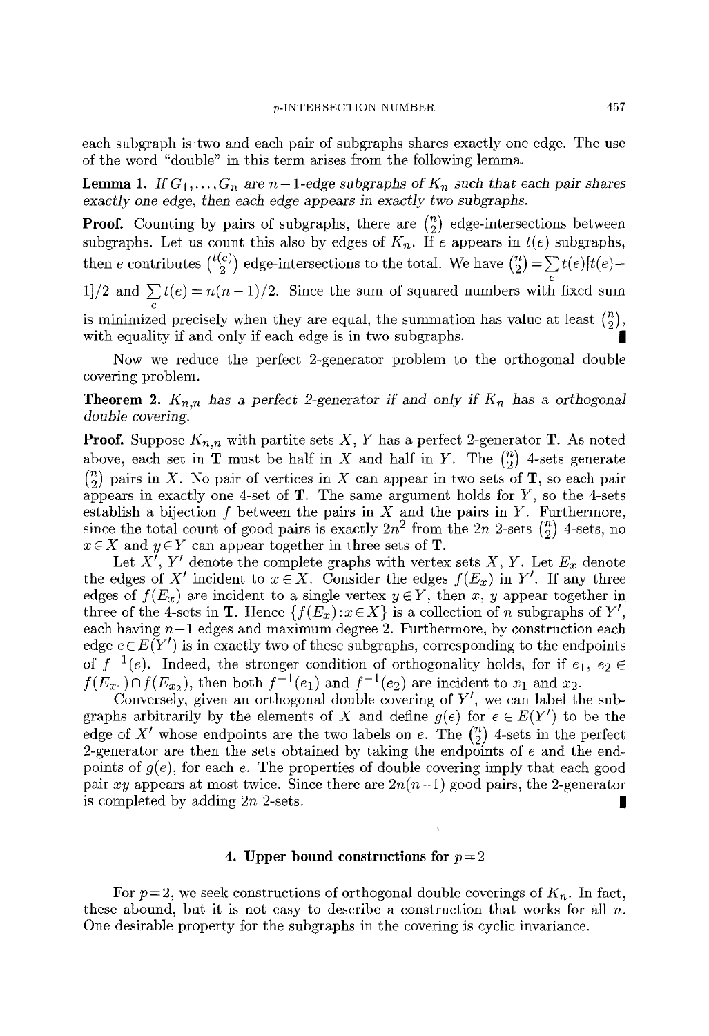each subgraph is two and each pair of subgraphs shares exactly one edge. The use of the word "double" in this term arises from the following lemma.

**Lemma 1.** *If $G_1, \ldots, G_n$ are $n-1$-edge subgraphs of $K_n$ such that each pair shares exactly one edge, then each edge appears in exactly two subgraphs.*

**Proof.** Counting by pairs of subgraphs, there are $\binom{n}{2}$ edge-intersections between subgraphs. Let us count this also by edges of $K_n$. If $e$ appears in $t(e)$ subgraphs, then $e$ contributes $\binom{t(e)}{2}$ edge-intersections to the total. We have $\binom{n}{2} = \sum_e t(e)[t(e)-1]/2$ and $\sum_e t(e) = n(n-1)/2$. Since the sum of squared numbers with fixed sum is minimized precisely when they are equal, the summation has value at least $\binom{n}{2}$, with equality if and only if each edge is in two subgraphs. ∎

Now we reduce the perfect 2-generator problem to the orthogonal double covering problem.

**Theorem 2.** *$K_{n,n}$ has a perfect 2-generator if and only if $K_n$ has a orthogonal double covering.*

**Proof.** Suppose $K_{n,n}$ with partite sets $X$, $Y$ has a perfect 2-generator $\mathbf{T}$. As noted above, each set in $\mathbf{T}$ must be half in $X$ and half in $Y$. The $\binom{n}{2}$ 4-sets generate $\binom{n}{2}$ pairs in $X$. No pair of vertices in $X$ can appear in two sets of $\mathbf{T}$, so each pair appears in exactly one 4-set of $\mathbf{T}$. The same argument holds for $Y$, so the 4-sets establish a bijection $f$ between the pairs in $X$ and the pairs in $Y$. Furthermore, since the total count of good pairs is exactly $2n^2$ from the $2n$ 2-sets $\binom{n}{2}$ 4-sets, no $x \in X$ and $y \in Y$ can appear together in three sets of $\mathbf{T}$.

Let $X'$, $Y'$ denote the complete graphs with vertex sets $X$, $Y$. Let $E_x$ denote the edges of $X'$ incident to $x \in X$. Consider the edges $f(E_x)$ in $Y'$. If any three edges of $f(E_x)$ are incident to a single vertex $y \in Y$, then $x$, $y$ appear together in three of the 4-sets in $\mathbf{T}$. Hence $\{f(E_x) : x \in X\}$ is a collection of $n$ subgraphs of $Y'$, each having $n-1$ edges and maximum degree 2. Furthermore, by construction each edge $e \in E(Y')$ is in exactly two of these subgraphs, corresponding to the endpoints of $f^{-1}(e)$. Indeed, the stronger condition of orthogonality holds, for if $e_1, e_2 \in f(E_{x_1}) \cap f(E_{x_2})$, then both $f^{-1}(e_1)$ and $f^{-1}(e_2)$ are incident to $x_1$ and $x_2$.

Conversely, given an orthogonal double covering of $Y'$, we can label the subgraphs arbitrarily by the elements of $X$ and define $g(e)$ for $e \in E(Y')$ to be the edge of $X'$ whose endpoints are the two labels on $e$. The $\binom{n}{2}$ 4-sets in the perfect 2-generator are then the sets obtained by taking the endpoints of $e$ and the endpoints of $g(e)$, for each $e$. The properties of double covering imply that each good pair $xy$ appears at most twice. Since there are $2n(n-1)$ good pairs, the 2-generator is completed by adding $2n$ 2-sets. ∎

## 4. Upper bound constructions for $p=2$

For $p=2$, we seek constructions of orthogonal double coverings of $K_n$. In fact, these abound, but it is not easy to describe a construction that works for all $n$. One desirable property for the subgraphs in the covering is cyclic invariance.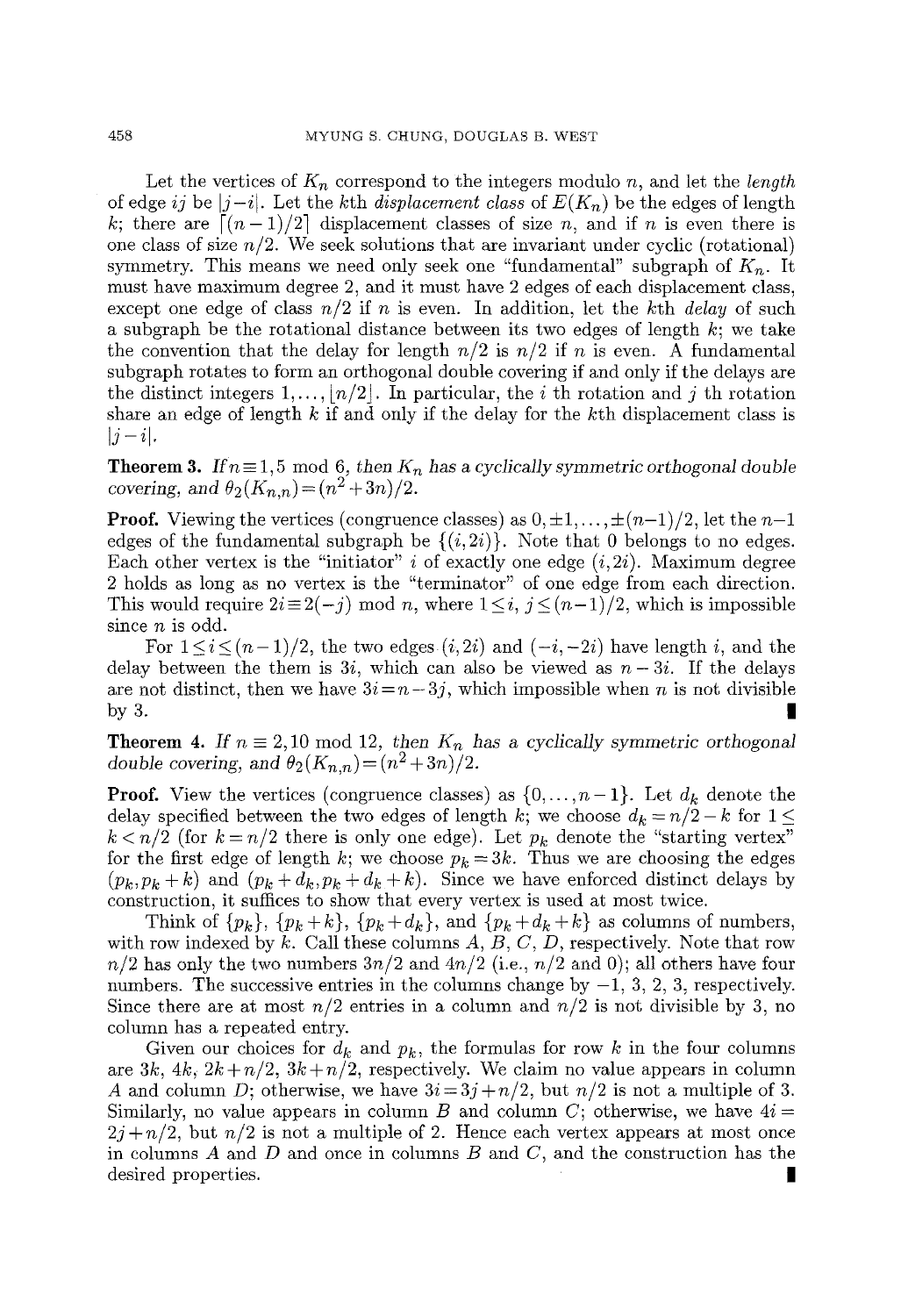Let the vertices of $K_n$ correspond to the integers modulo $n$, and let the *length* of edge $ij$ be $|j-i|$. Let the $k$th *displacement class* of $E(K_n)$ be the edges of length $k$; there are $\lceil (n-1)/2 \rceil$ displacement classes of size $n$, and if $n$ is even there is one class of size $n/2$. We seek solutions that are invariant under cyclic (rotational) symmetry. This means we need only seek one "fundamental" subgraph of $K_n$. It must have maximum degree 2, and it must have 2 edges of each displacement class, except one edge of class $n/2$ if $n$ is even. In addition, let the $k$th *delay* of such a subgraph be the rotational distance between its two edges of length $k$; we take the convention that the delay for length $n/2$ is $n/2$ if $n$ is even. A fundamental subgraph rotates to form an orthogonal double covering if and only if the delays are the distinct integers $1, \ldots, \lfloor n/2 \rfloor$. In particular, the $i$ th rotation and $j$ th rotation share an edge of length $k$ if and only if the delay for the $k$th displacement class is $|j-i|$.

**Theorem 3.** *If $n \equiv 1,5 \bmod 6$, then $K_n$ has a cyclically symmetric orthogonal double covering, and $\theta_2(K_{n,n}) = (n^2+3n)/2$.*

**Proof.** Viewing the vertices (congruence classes) as $0, \pm 1, \ldots, \pm(n-1)/2$, let the $n-1$ edges of the fundamental subgraph be $\{(i, 2i)\}$. Note that 0 belongs to no edges. Each other vertex is the "initiator" $i$ of exactly one edge $(i, 2i)$. Maximum degree 2 holds as long as no vertex is the "terminator" of one edge from each direction. This would require $2i \equiv 2(-j) \bmod n$, where $1 \le i, j \le (n-1)/2$, which is impossible since $n$ is odd.

For $1 \le i \le (n-1)/2$, the two edges $(i, 2i)$ and $(-i, -2i)$ have length $i$, and the delay between the them is $3i$, which can also be viewed as $n-3i$. If the delays are not distinct, then we have $3i = n-3j$, which impossible when $n$ is not divisible by 3. ∎

**Theorem 4.** *If $n \equiv 2,10 \bmod 12$, then $K_n$ has a cyclically symmetric orthogonal double covering, and $\theta_2(K_{n,n}) = (n^2+3n)/2$.*

**Proof.** View the vertices (congruence classes) as $\{0, \ldots, n-1\}$. Let $d_k$ denote the delay specified between the two edges of length $k$; we choose $d_k = n/2 - k$ for $1 \le k < n/2$ (for $k = n/2$ there is only one edge). Let $p_k$ denote the "starting vertex" for the first edge of length $k$; we choose $p_k = 3k$. Thus we are choosing the edges $(p_k, p_k + k)$ and $(p_k + d_k, p_k + d_k + k)$. Since we have enforced distinct delays by construction, it suffices to show that every vertex is used at most twice.

Think of $\{p_k\}$, $\{p_k + k\}$, $\{p_k + d_k\}$, and $\{p_k + d_k + k\}$ as columns of numbers, with row indexed by $k$. Call these columns $A$, $B$, $C$, $D$, respectively. Note that row $n/2$ has only the two numbers $3n/2$ and $4n/2$ (i.e., $n/2$ and 0); all others have four numbers. The successive entries in the columns change by $-1$, 3, 2, 3, respectively. Since there are at most $n/2$ entries in a column and $n/2$ is not divisible by 3, no column has a repeated entry.

Given our choices for $d_k$ and $p_k$, the formulas for row $k$ in the four columns are $3k$, $4k$, $2k+n/2$, $3k+n/2$, respectively. We claim no value appears in column $A$ and column $D$; otherwise, we have $3i = 3j + n/2$, but $n/2$ is not a multiple of 3. Similarly, no value appears in column $B$ and column $C$; otherwise, we have $4i = 2j + n/2$, but $n/2$ is not a multiple of 2. Hence each vertex appears at most once in columns $A$ and $D$ and once in columns $B$ and $C$, and the construction has the desired properties. ∎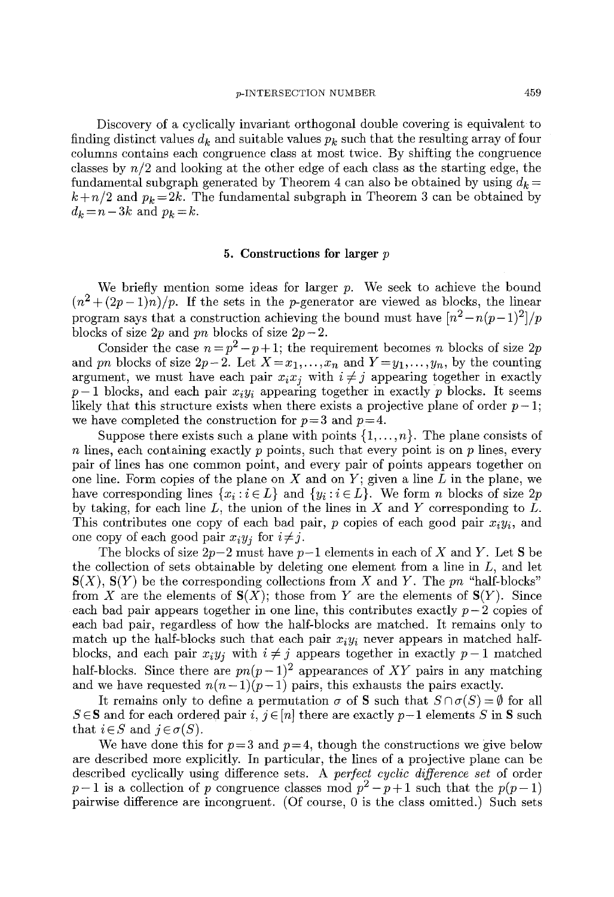Discovery of a cyclically invariant orthogonal double covering is equivalent to finding distinct values $d_k$ and suitable values $p_k$ such that the resulting array of four columns contains each congruence class at most twice. By shifting the congruence classes by $n/2$ and looking at the other edge of each class as the starting edge, the fundamental subgraph generated by Theorem 4 can also be obtained by using $d_k = k + n/2$ and $p_k = 2k$. The fundamental subgraph in Theorem 3 can be obtained by $d_k = n - 3k$ and $p_k = k$.

## 5. Constructions for larger $p$

We briefly mention some ideas for larger $p$. We seek to achieve the bound $(n^2 + (2p-1)n)/p$. If the sets in the $p$-generator are viewed as blocks, the linear program says that a construction achieving the bound must have $[n^2 - n(p-1)^2]/p$ blocks of size $2p$ and $pn$ blocks of size $2p-2$.

Consider the case $n = p^2 - p + 1$; the requirement becomes $n$ blocks of size $2p$ and $pn$ blocks of size $2p-2$. Let $X = x_1, \ldots, x_n$ and $Y = y_1, \ldots, y_n$, by the counting argument, we must have each pair $x_i x_j$ with $i \neq j$ appearing together in exactly $p-1$ blocks, and each pair $x_i y_i$ appearing together in exactly $p$ blocks. It seems likely that this structure exists when there exists a projective plane of order $p-1$; we have completed the construction for $p = 3$ and $p = 4$.

Suppose there exists such a plane with points $\{1, \ldots, n\}$. The plane consists of $n$ lines, each containing exactly $p$ points, such that every point is on $p$ lines, every pair of lines has one common point, and every pair of points appears together on one line. Form copies of the plane on $X$ and on $Y$; given a line $L$ in the plane, we have corresponding lines $\{x_i : i \in L\}$ and $\{y_i : i \in L\}$. We form $n$ blocks of size $2p$ by taking, for each line $L$, the union of the lines in $X$ and $Y$ corresponding to $L$. This contributes one copy of each bad pair, $p$ copies of each good pair $x_i y_i$, and one copy of each good pair $x_i y_j$ for $i \neq j$.

The blocks of size $2p-2$ must have $p-1$ elements in each of $X$ and $Y$. Let $\mathbf{S}$ be the collection of sets obtainable by deleting one element from a line in $L$, and let $\mathbf{S}(X)$, $\mathbf{S}(Y)$ be the corresponding collections from $X$ and $Y$. The $pn$ "half-blocks" from $X$ are the elements of $\mathbf{S}(X)$; those from $Y$ are the elements of $\mathbf{S}(Y)$. Since each bad pair appears together in one line, this contributes exactly $p-2$ copies of each bad pair, regardless of how the half-blocks are matched. It remains only to match up the half-blocks such that each pair $x_i y_i$ never appears in matched half-blocks, and each pair $x_i y_j$ with $i \neq j$ appears together in exactly $p-1$ matched half-blocks. Since there are $pn(p-1)^2$ appearances of $XY$ pairs in any matching and we have requested $n(n-1)(p-1)$ pairs, this exhausts the pairs exactly.

It remains only to define a permutation $\sigma$ of $\mathbf{S}$ such that $S \cap \sigma(S) = \emptyset$ for all $S \in \mathbf{S}$ and for each ordered pair $i, j \in [n]$ there are exactly $p-1$ elements $S$ in $\mathbf{S}$ such that $i \in S$ and $j \in \sigma(S)$.

We have done this for $p = 3$ and $p = 4$, though the constructions we give below are described more explicitly. In particular, the lines of a projective plane can be described cyclically using difference sets. A *perfect cyclic difference set* of order $p-1$ is a collection of $p$ congruence classes mod $p^2 - p + 1$ such that the $p(p-1)$ pairwise difference are incongruent. (Of course, 0 is the class omitted.) Such sets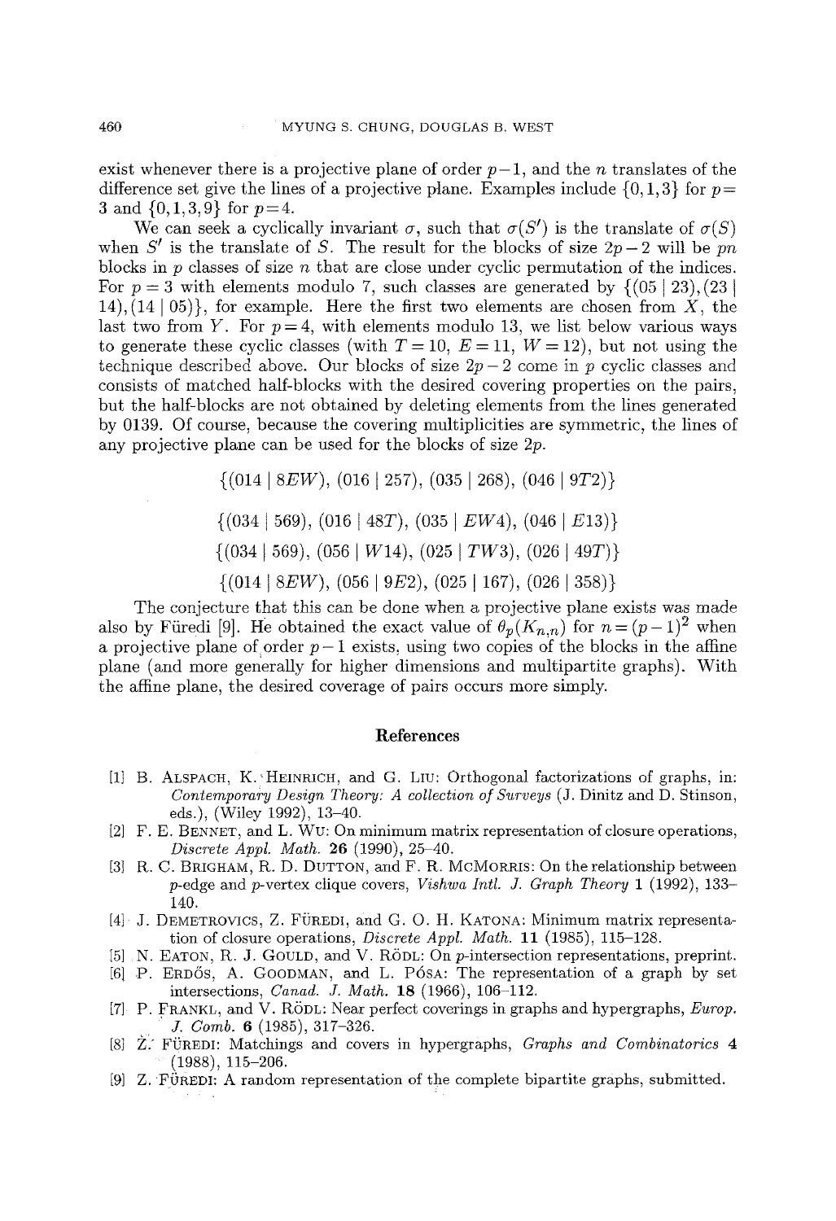exist whenever there is a projective plane of order $p-1$, and the $n$ translates of the difference set give the lines of a projective plane. Examples include $\{0,1,3\}$ for $p=3$ and $\{0,1,3,9\}$ for $p=4$.

We can seek a cyclically invariant $\sigma$, such that $\sigma(S')$ is the translate of $\sigma(S)$ when $S'$ is the translate of $S$. The result for the blocks of size $2p-2$ will be $pn$ blocks in $p$ classes of size $n$ that are close under cyclic permutation of the indices. For $p=3$ with elements modulo 7, such classes are generated by $\{(05 \mid 23), (23 \mid 14), (14 \mid 05)\}$, for example. Here the first two elements are chosen from $X$, the last two from $Y$. For $p=4$, with elements modulo 13, we list below various ways to generate these cyclic classes (with $T=10$, $E=11$, $W=12$), but not using the technique described above. Our blocks of size $2p-2$ come in $p$ cyclic classes and consists of matched half-blocks with the desired covering properties on the pairs, but the half-blocks are not obtained by deleting elements from the lines generated by 0139. Of course, because the covering multiplicities are symmetric, the lines of any projective plane can be used for the blocks of size $2p$.

$$\{(014 \mid 8EW), (016 \mid 257), (035 \mid 268), (046 \mid 9T2)\}$$

$$\{(034 \mid 569), (016 \mid 48T), (035 \mid EW4), (046 \mid E13)\}$$

$$\{(034 \mid 569), (056 \mid W14), (025 \mid TW3), (026 \mid 49T)\}$$

$$\{(014 \mid 8EW), (056 \mid 9E2), (025 \mid 167), (026 \mid 358)\}$$

The conjecture that this can be done when a projective plane exists was made also by Füredi [9]. He obtained the exact value of $\theta_p(K_{n,n})$ for $n=(p-1)^2$ when a projective plane of order $p-1$ exists, using two copies of the blocks in the affine plane (and more generally for higher dimensions and multipartite graphs). With the affine plane, the desired coverage of pairs occurs more simply.

## References

[1] B. Alspach, K. Heinrich, and G. Liu: Orthogonal factorizations of graphs, in: *Contemporary Design Theory: A collection of Surveys* (J. Dinitz and D. Stinson, eds.), (Wiley 1992), 13–40.

[2] F. E. Bennet, and L. Wu: On minimum matrix representation of closure operations, *Discrete Appl. Math.* **26** (1990), 25–40.

[3] R. C. Brigham, R. D. Dutton, and F. R. McMorris: On the relationship between $p$-edge and $p$-vertex clique covers, *Vishwa Intl. J. Graph Theory* **1** (1992), 133–140.

[4] J. Demetrovics, Z. Füredi, and G. O. H. Katona: Minimum matrix representation of closure operations, *Discrete Appl. Math.* **11** (1985), 115–128.

[5] N. Eaton, R. J. Gould, and V. Rödl: On $p$-intersection representations, preprint.

[6] P. Erdős, A. Goodman, and L. Pósa: The representation of a graph by set intersections, *Canad. J. Math.* **18** (1966), 106–112.

[7] P. Frankl, and V. Rödl: Near perfect coverings in graphs and hypergraphs, *Europ. J. Comb.* **6** (1985), 317–326.

[8] Z. Füredi: Matchings and covers in hypergraphs, *Graphs and Combinatorics* **4** (1988), 115–206.

[9] Z. Füredi: A random representation of the complete bipartite graphs, submitted.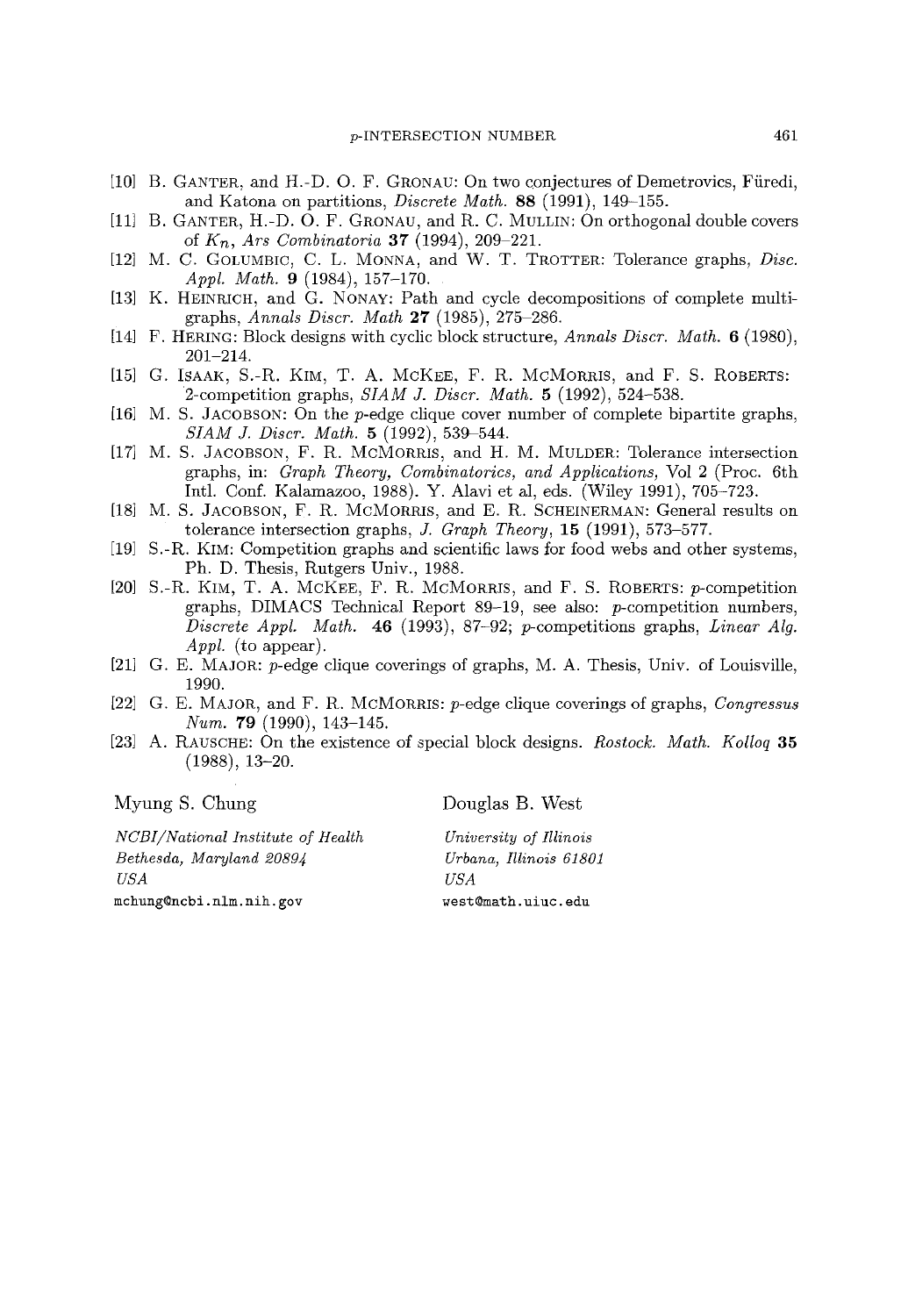[10] B. Ganter, and H.-D. O. F. Gronau: On two conjectures of Demetrovics, Füredi, and Katona on partitions, *Discrete Math.* **88** (1991), 149–155.

[11] B. Ganter, H.-D. O. F. Gronau, and R. C. Mullin: On orthogonal double covers of $K_n$, *Ars Combinatoria* **37** (1994), 209–221.

[12] M. C. Golumbic, C. L. Monna, and W. T. Trotter: Tolerance graphs, *Disc. Appl. Math.* **9** (1984), 157–170.

[13] K. Heinrich, and G. Nonay: Path and cycle decompositions of complete multigraphs, *Annals Discr. Math* **27** (1985), 275–286.

[14] F. Hering: Block designs with cyclic block structure, *Annals Discr. Math.* **6** (1980), 201–214.

[15] G. Isaak, S.-R. Kim, T. A. McKee, F. R. McMorris, and F. S. Roberts: 2-competition graphs, *SIAM J. Discr. Math.* **5** (1992), 524–538.

[16] M. S. Jacobson: On the $p$-edge clique cover number of complete bipartite graphs, *SIAM J. Discr. Math.* **5** (1992), 539–544.

[17] M. S. Jacobson, F. R. McMorris, and H. M. Mulder: Tolerance intersection graphs, in: *Graph Theory, Combinatorics, and Applications,* Vol 2 (Proc. 6th Intl. Conf. Kalamazoo, 1988). Y. Alavi et al, eds. (Wiley 1991), 705–723.

[18] M. S. Jacobson, F. R. McMorris, and E. R. Scheinerman: General results on tolerance intersection graphs, *J. Graph Theory*, **15** (1991), 573–577.

[19] S.-R. Kim: Competition graphs and scientific laws for food webs and other systems, Ph. D. Thesis, Rutgers Univ., 1988.

[20] S.-R. Kim, T. A. McKee, F. R. McMorris, and F. S. Roberts: $p$-competition graphs, DIMACS Technical Report 89–19, see also: $p$-competition numbers, *Discrete Appl. Math.* **46** (1993), 87–92; $p$-competitions graphs, *Linear Alg. Appl.* (to appear).

[21] G. E. Major: $p$-edge clique coverings of graphs, M. A. Thesis, Univ. of Louisville, 1990.

[22] G. E. Major, and F. R. McMorris: $p$-edge clique coverings of graphs, *Congressus Num.* **79** (1990), 143–145.

[23] A. Rausche: On the existence of special block designs. *Rostock. Math. Kolloq* **35** (1988), 13–20.

Myung S. Chung
*NCBI/National Institute of Health*
*Bethesda, Maryland 20894*
*USA*
mchung@ncbi.nlm.nih.gov

Douglas B. West
*University of Illinois*
*Urbana, Illinois 61801*
*USA*
west@math.uiuc.edu